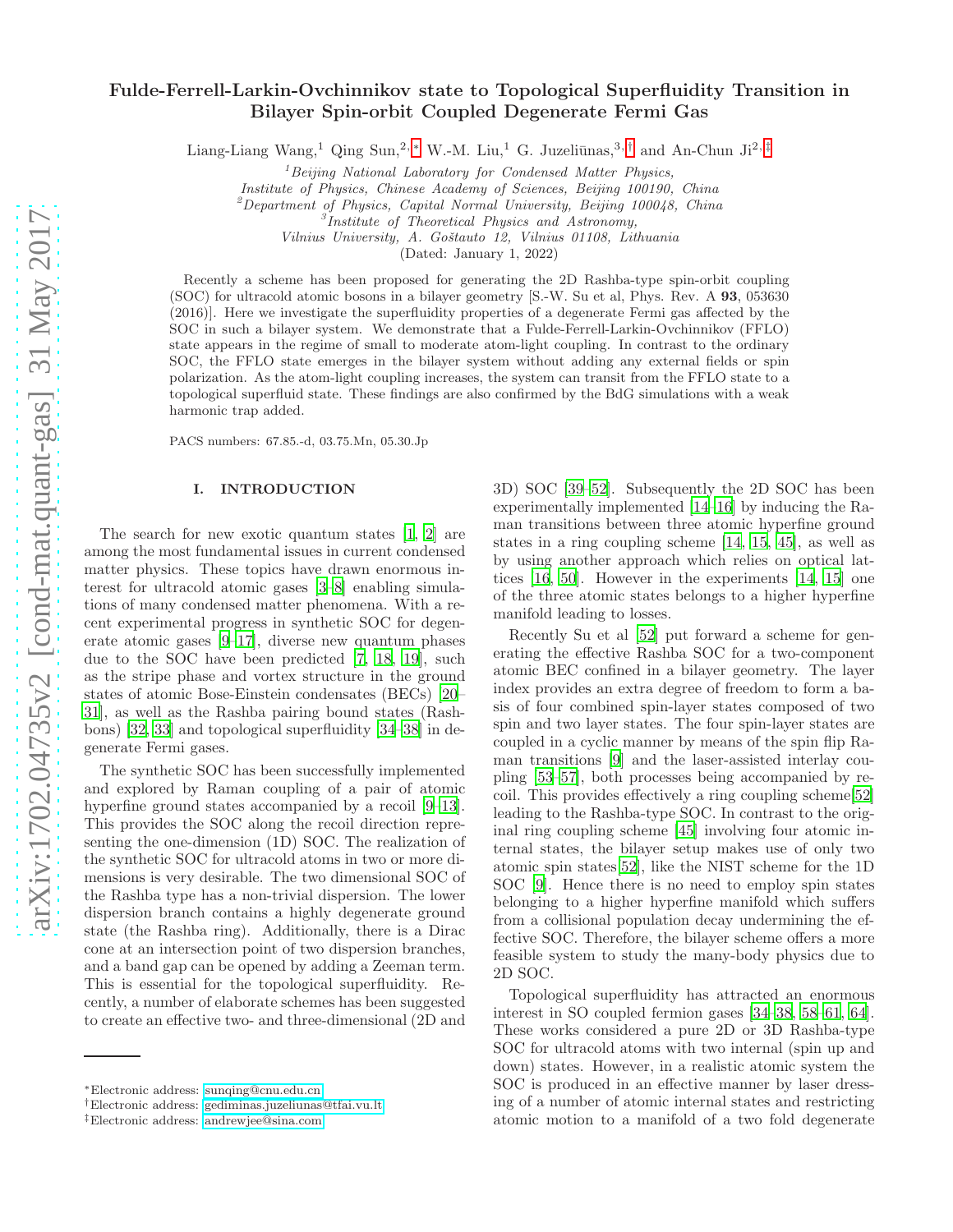# Fulde-Ferrell-Larkin-Ovchinnikov state to Topological Superfluidity Transition in Bilayer Spin-orbit Coupled Degenerate Fermi Gas

Liang-Liang Wang,[1] Qing Sun,[2,*] W.-M. Liu,[1] G. Juzeliūnas,[3,†] and An-Chun Ji[2,‡]

[1]Beijing National Laboratory for Condensed Matter Physics, Institute of Physics, Chinese Academy of Sciences, Beijing 100190, China

[2]Department of Physics, Capital Normal University, Beijing 100048, China

[3]Institute of Theoretical Physics and Astronomy, Vilnius University, A. Goštauto 12, Vilnius 01108, Lithuania

(Dated: January 1, 2022)

Recently a scheme has been proposed for generating the 2D Rashba-type spin-orbit coupling (SOC) for ultracold atomic bosons in a bilayer geometry [S.-W. Su et al, Phys. Rev. A **93**, 053630 (2016)]. Here we investigate the superfluidity properties of a degenerate Fermi gas affected by the SOC in such a bilayer system. We demonstrate that a Fulde-Ferrell-Larkin-Ovchinnikov (FFLO) state appears in the regime of small to moderate atom-light coupling. In contrast to the ordinary SOC, the FFLO state emerges in the bilayer system without adding any external fields or spin polarization. As the atom-light coupling increases, the system can transit from the FFLO state to a topological superfluid state. These findings are also confirmed by the BdG simulations with a weak harmonic trap added.

PACS numbers: 67.85.-d, 03.75.Mn, 05.30.Jp

## I. INTRODUCTION

The search for new exotic quantum states [1, 2] are among the most fundamental issues in current condensed matter physics. These topics have drawn enormous interest for ultracold atomic gases [3–8] enabling simulations of many condensed matter phenomena. With a recent experimental progress in synthetic SOC for degenerate atomic gases [9–17], diverse new quantum phases due to the SOC have been predicted [7, 18, 19], such as the stripe phase and vortex structure in the ground states of atomic Bose-Einstein condensates (BECs) [20–31], as well as the Rashba pairing bound states (Rashbons) [32, 33] and topological superfluidity [34–38] in degenerate Fermi gases.

The synthetic SOC has been successfully implemented and explored by Raman coupling of a pair of atomic hyperfine ground states accompanied by a recoil [9–13]. This provides the SOC along the recoil direction representing the one-dimension (1D) SOC. The realization of the synthetic SOC for ultracold atoms in two or more dimensions is very desirable. The two dimensional SOC of the Rashba type has a non-trivial dispersion. The lower dispersion branch contains a highly degenerate ground state (the Rashba ring). Additionally, there is a Dirac cone at an intersection point of two dispersion branches, and a band gap can be opened by adding a Zeeman term. This is essential for the topological superfluidity. Recently, a number of elaborate schemes has been suggested to create an effective two- and three-dimensional (2D and 3D) SOC [39–52]. Subsequently the 2D SOC has been experimentally implemented [14–16] by inducing the Raman transitions between three atomic hyperfine ground states in a ring coupling scheme [14, 15, 45], as well as by using another approach which relies on optical lattices [16, 50]. However in the experiments [14, 15] one of the three atomic states belongs to a higher hyperfine manifold leading to losses.

Recently Su et al [52] put forward a scheme for generating the effective Rashba SOC for a two-component atomic BEC confined in a bilayer geometry. The layer index provides an extra degree of freedom to form a basis of four combined spin-layer states composed of two spin and two layer states. The four spin-layer states are coupled in a cyclic manner by means of the spin flip Raman transitions [9] and the laser-assisted interlay coupling [53–57], both processes being accompanied by recoil. This provides effectively a ring coupling scheme[52] leading to the Rashba-type SOC. In contrast to the original ring coupling scheme [45] involving four atomic internal states, the bilayer setup makes use of only two atomic spin states[52], like the NIST scheme for the 1D SOC [9]. Hence there is no need to employ spin states belonging to a higher hyperfine manifold which suffers from a collisional population decay undermining the effective SOC. Therefore, the bilayer scheme offers a more feasible system to study the many-body physics due to 2D SOC.

Topological superfluidity has attracted an enormous interest in SO coupled fermion gases [34–38, 58–61, 64]. These works considered a pure 2D or 3D Rashba-type SOC for ultracold atoms with two internal (spin up and down) states. However, in a realistic atomic system the SOC is produced in an effective manner by laser dressing of a number of atomic internal states and restricting atomic motion to a manifold of a two fold degenerate

*Electronic address: sunqing@cnu.edu.cn

†Electronic address: gediminas.juzeliunas@tfai.vu.lt

‡Electronic address: andrewjee@sina.com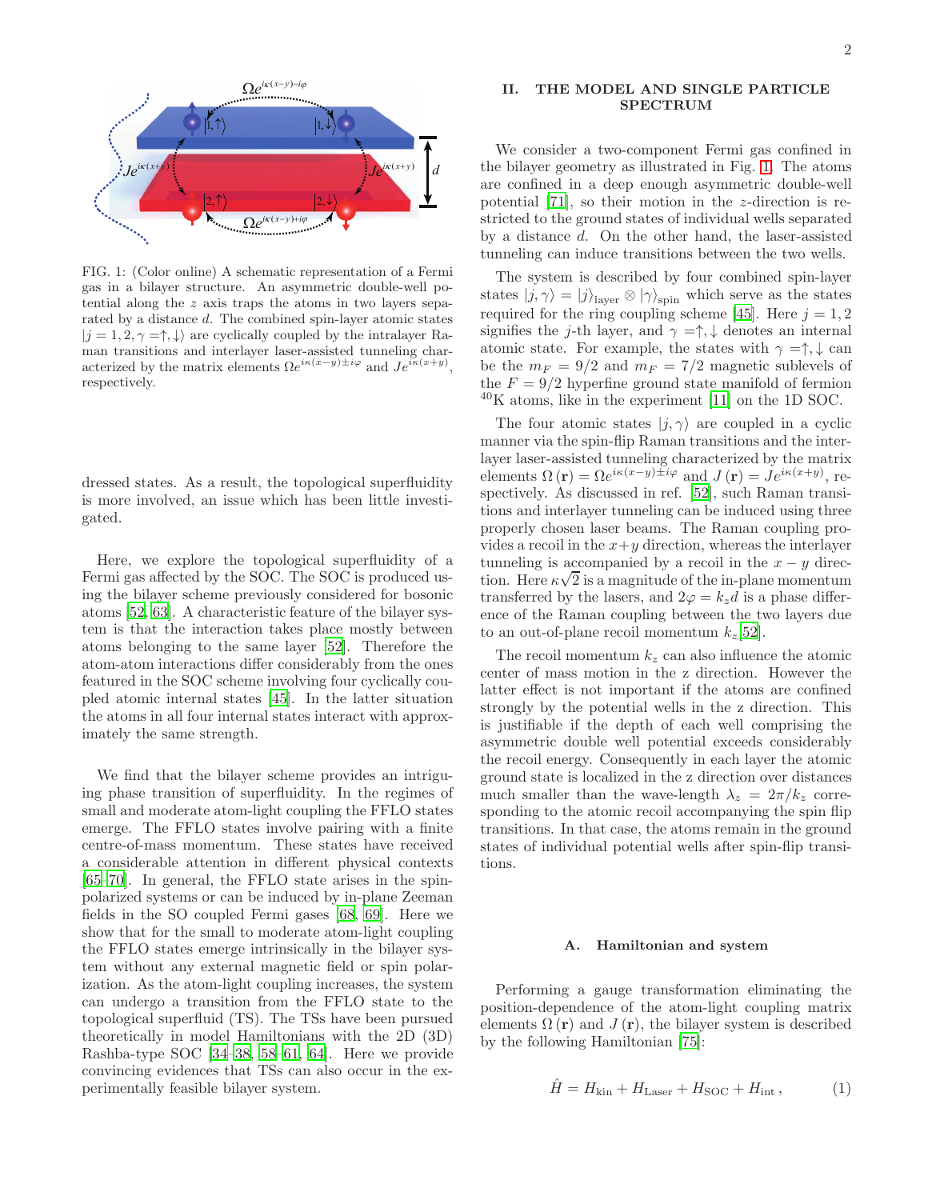FIG. 1: (Color online) A schematic representation of a Fermi gas in a bilayer structure. An asymmetric double-well potential along the $z$ axis traps the atoms in two layers separated by a distance $d$. The combined spin-layer atomic states $|j=1,2,\gamma=\uparrow,\downarrow\rangle$ are cyclically coupled by the intralayer Raman transitions and interlayer laser-assisted tunneling characterized by the matrix elements $\Omega e^{i\kappa(x-y)\pm i\varphi}$ and $Je^{i\kappa(x+y)}$, respectively.

dressed states. As a result, the topological superfluidity is more involved, an issue which has been little investigated.

Here, we explore the topological superfluidity of a Fermi gas affected by the SOC. The SOC is produced using the bilayer scheme previously considered for bosonic atoms [52, 63]. A characteristic feature of the bilayer system is that the interaction takes place mostly between atoms belonging to the same layer [52]. Therefore the atom-atom interactions differ considerably from the ones featured in the SOC scheme involving four cyclically coupled atomic internal states [45]. In the latter situation the atoms in all four internal states interact with approximately the same strength.

We find that the bilayer scheme provides an intriguing phase transition of superfluidity. In the regimes of small and moderate atom-light coupling the FFLO states emerge. The FFLO states involve pairing with a finite centre-of-mass momentum. These states have received a considerable attention in different physical contexts [65–70]. In general, the FFLO state arises in the spin-polarized systems or can be induced by in-plane Zeeman fields in the SO coupled Fermi gases [68, 69]. Here we show that for the small to moderate atom-light coupling the FFLO states emerge intrinsically in the bilayer system without any external magnetic field or spin polarization. As the atom-light coupling increases, the system can undergo a transition from the FFLO state to the topological superfluid (TS). The TSs have been pursued theoretically in model Hamiltonians with the 2D (3D) Rashba-type SOC [34–38, 58–61, 64]. Here we provide convincing evidences that TSs can also occur in the experimentally feasible bilayer system.

## II. THE MODEL AND SINGLE PARTICLE SPECTRUM

We consider a two-component Fermi gas confined in the bilayer geometry as illustrated in Fig. 1. The atoms are confined in a deep enough asymmetric double-well potential [71], so their motion in the $z$-direction is restricted to the ground states of individual wells separated by a distance $d$. On the other hand, the laser-assisted tunneling can induce transitions between the two wells.

The system is described by four combined spin-layer states $|j,\gamma\rangle = |j\rangle_{\text{layer}} \otimes |\gamma\rangle_{\text{spin}}$ which serve as the states required for the ring coupling scheme [45]. Here $j = 1,2$ signifies the $j$-th layer, and $\gamma = \uparrow,\downarrow$ denotes an internal atomic state. For example, the states with $\gamma = \uparrow,\downarrow$ can be the $m_F = 9/2$ and $m_F = 7/2$ magnetic sublevels of the $F = 9/2$ hyperfine ground state manifold of fermion $^{40}$K atoms, like in the experiment [11] on the 1D SOC.

The four atomic states $|j,\gamma\rangle$ are coupled in a cyclic manner via the spin-flip Raman transitions and the interlayer laser-assisted tunneling characterized by the matrix elements $\Omega(\mathbf{r}) = \Omega e^{i\kappa(x-y)\pm i\varphi}$ and $J(\mathbf{r}) = Je^{i\kappa(x+y)}$, respectively. As discussed in ref. [52], such Raman transitions and interlayer tunneling can be induced using three properly chosen laser beams. The Raman coupling provides a recoil in the $x+y$ direction, whereas the interlayer tunneling is accompanied by a recoil in the $x-y$ direction. Here $\kappa\sqrt{2}$ is a magnitude of the in-plane momentum transferred by the lasers, and $2\varphi = k_z d$ is a phase difference of the Raman coupling between the two layers due to an out-of-plane recoil momentum $k_z$ [52].

The recoil momentum $k_z$ can also influence the atomic center of mass motion in the z direction. However the latter effect is not important if the atoms are confined strongly by the potential wells in the z direction. This is justifiable if the depth of each well comprising the asymmetric double well potential exceeds considerably the recoil energy. Consequently in each layer the atomic ground state is localized in the z direction over distances much smaller than the wave-length $\lambda_z = 2\pi/k_z$ corresponding to the atomic recoil accompanying the spin flip transitions. In that case, the atoms remain in the ground states of individual potential wells after spin-flip transitions.

### A. Hamiltonian and system

Performing a gauge transformation eliminating the position-dependence of the atom-light coupling matrix elements $\Omega(\mathbf{r})$ and $J(\mathbf{r})$, the bilayer system is described by the following Hamiltonian [75]:

$$\hat{H} = H_{\text{kin}} + H_{\text{Laser}} + H_{\text{SOC}} + H_{\text{int}}\,, \tag{1}$$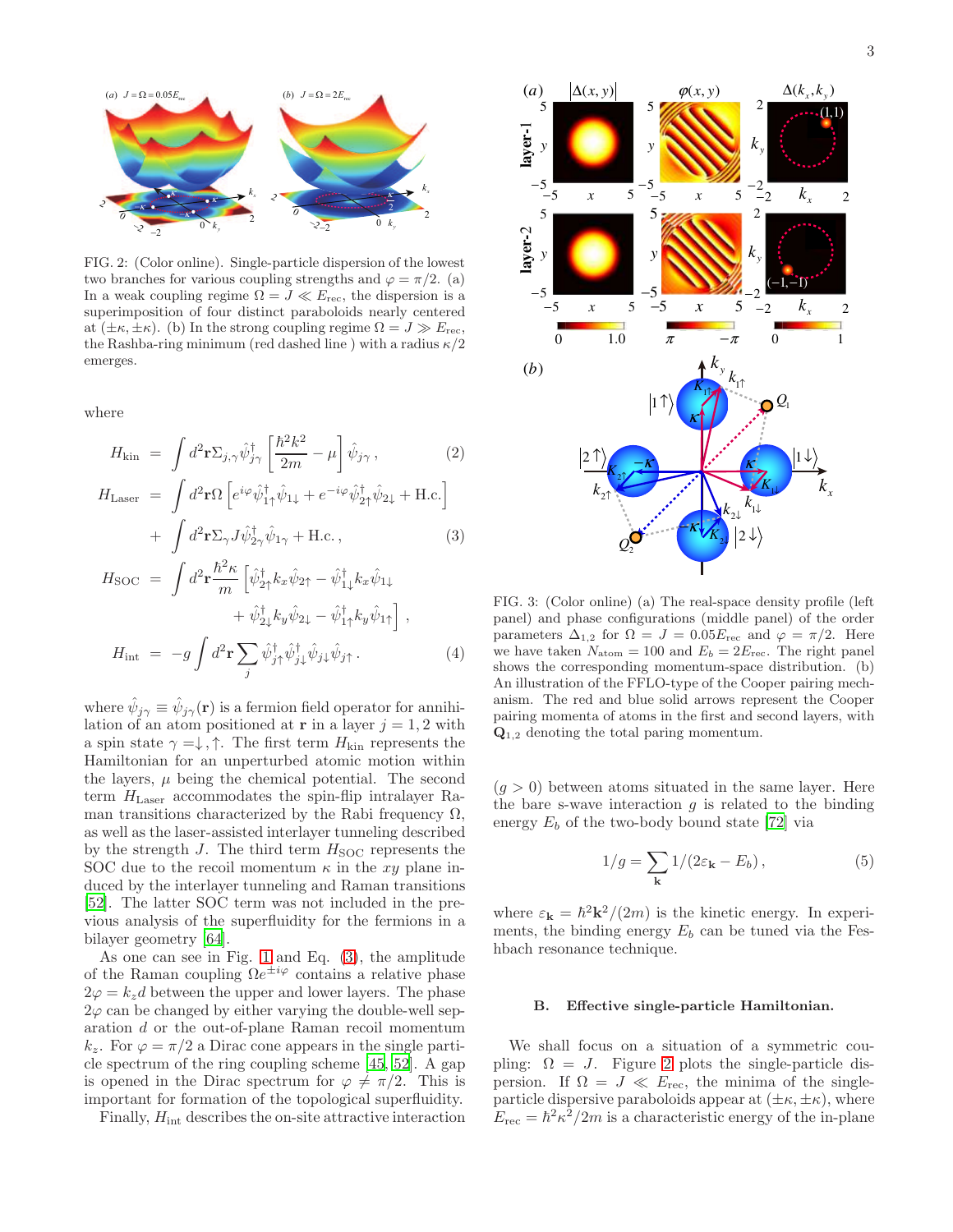FIG. 2: (Color online). Single-particle dispersion of the lowest two branches for various coupling strengths and $\varphi = \pi/2$. (a) In a weak coupling regime $\Omega = J \ll E_{\rm rec}$, the dispersion is a superimposition of four distinct paraboloids nearly centered at $(\pm\kappa, \pm\kappa)$. (b) In the strong coupling regime $\Omega = J \gg E_{\rm rec}$, the Rashba-ring minimum (red dashed line ) with a radius $\kappa/2$ emerges.

where

$$H_{\rm kin} = \int d^2\mathbf{r}\Sigma_{j,\gamma}\hat{\psi}^\dagger_{j\gamma}\left[\frac{\hbar^2k^2}{2m} - \mu\right]\hat{\psi}_{j\gamma}\,, \tag{2}$$

$$H_{\rm Laser} = \int d^2\mathbf{r}\Omega\left[e^{i\varphi}\hat{\psi}^\dagger_{1\uparrow}\hat{\psi}_{1\downarrow} + e^{-i\varphi}\hat{\psi}^\dagger_{2\uparrow}\hat{\psi}_{2\downarrow} + {\rm H.c.}\right] + \int d^2\mathbf{r}\Sigma_\gamma J\hat{\psi}^\dagger_{2\gamma}\hat{\psi}_{1\gamma} + {\rm H.c.}\,, \tag{3}$$

$$H_{\rm SOC} = \int d^2\mathbf{r}\frac{\hbar^2\kappa}{m}\Big[\hat{\psi}^\dagger_{2\uparrow}k_x\hat{\psi}_{2\uparrow} - \hat{\psi}^\dagger_{1\downarrow}k_x\hat{\psi}_{1\downarrow} + \hat{\psi}^\dagger_{2\downarrow}k_y\hat{\psi}_{2\downarrow} - \hat{\psi}^\dagger_{1\uparrow}k_y\hat{\psi}_{1\uparrow}\Big]\,,$$

$$H_{\rm int} = -g\int d^2\mathbf{r}\sum_j \hat{\psi}^\dagger_{j\uparrow}\hat{\psi}^\dagger_{j\downarrow}\hat{\psi}_{j\downarrow}\hat{\psi}_{j\uparrow}\,. \tag{4}$$

where $\hat{\psi}_{j\gamma} \equiv \hat{\psi}_{j\gamma}(\mathbf{r})$ is a fermion field operator for annihilation of an atom positioned at $\mathbf{r}$ in a layer $j = 1, 2$ with a spin state $\gamma =\downarrow,\uparrow$. The first term $H_{\rm kin}$ represents the Hamiltonian for an unperturbed atomic motion within the layers, $\mu$ being the chemical potential. The second term $H_{\rm Laser}$ accommodates the spin-flip intralayer Raman transitions characterized by the Rabi frequency $\Omega$, as well as the laser-assisted interlayer tunneling described by the strength $J$. The third term $H_{\rm SOC}$ represents the SOC due to the recoil momentum $\kappa$ in the $xy$ plane induced by the interlayer tunneling and Raman transitions [52]. The latter SOC term was not included in the previous analysis of the superfluidity for the fermions in a bilayer geometry [64].

As one can see in Fig. 1 and Eq. (3), the amplitude of the Raman coupling $\Omega e^{\pm i\varphi}$ contains a relative phase $2\varphi = k_z d$ between the upper and lower layers. The phase $2\varphi$ can be changed by either varying the double-well separation $d$ or the out-of-plane Raman recoil momentum $k_z$. For $\varphi = \pi/2$ a Dirac cone appears in the single particle spectrum of the ring coupling scheme [45, 52]. A gap is opened in the Dirac spectrum for $\varphi \neq \pi/2$. This is important for formation of the topological superfluidity.

Finally, $H_{\rm int}$ describes the on-site attractive interaction ($g > 0$) between atoms situated in the same layer. Here the bare s-wave interaction $g$ is related to the binding energy $E_b$ of the two-body bound state [72] via

$$1/g = \sum_{\mathbf{k}} 1/(2\varepsilon_{\mathbf{k}} - E_b)\,, \tag{5}$$

where $\varepsilon_{\mathbf{k}} = \hbar^2\mathbf{k}^2/(2m)$ is the kinetic energy. In experiments, the binding energy $E_b$ can be tuned via the Feshbach resonance technique.

FIG. 3: (Color online) (a) The real-space density profile (left panel) and phase configurations (middle panel) of the order parameters $\Delta_{1,2}$ for $\Omega = J = 0.05E_{\rm rec}$ and $\varphi = \pi/2$. Here we have taken $N_{\rm atom} = 100$ and $E_b = 2E_{\rm rec}$. The right panel shows the corresponding momentum-space distribution. (b) An illustration of the FFLO-type of the Cooper pairing mechanism. The red and blue solid arrows represent the Cooper pairing momenta of atoms in the first and second layers, with $\mathbf{Q}_{1,2}$ denoting the total paring momentum.

### B. Effective single-particle Hamiltonian.

We shall focus on a situation of a symmetric coupling: $\Omega = J$. Figure 2 plots the single-particle dispersion. If $\Omega = J \ll E_{\rm rec}$, the minima of the single-particle dispersive paraboloids appear at $(\pm\kappa, \pm\kappa)$, where $E_{\rm rec} = \hbar^2\kappa^2/2m$ is a characteristic energy of the in-plane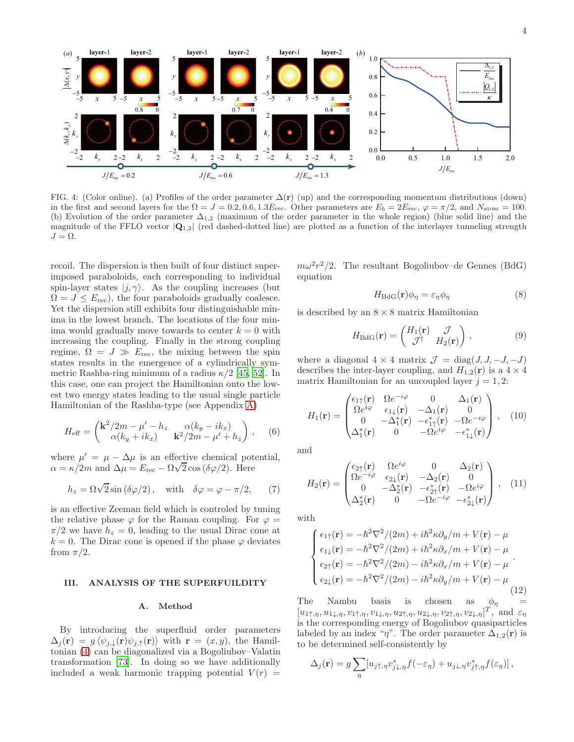FIG. 4: (Color online). (a) Profiles of the order parameter $\Delta(\mathbf{r})$ (up) and the corresponding momentum distributions (down) in the first and second layers for the $\Omega = J = 0.2, 0.6, 1.3E_{\rm rec}$. Other parameters are $E_b = 2E_{\rm rec}$, $\varphi = \pi/2$, and $N_{\rm atom} = 100$. (b) Evolution of the order parameter $\Delta_{1,2}$ (maximum of the order parameter in the whole region) (blue solid line) and the magnitude of the FFLO vector $|\mathbf{Q}_{1,2}|$ (red dashed-dotted line) are plotted as a function of the interlayer tunneling strength $J = \Omega$.

recoil. The dispersion is then built of four distinct superimposed paraboloids, each corresponding to individual spin-layer states $|j, \gamma\rangle$. As the coupling increases (but $\Omega = J \leq E_{\rm rec}$), the four paraboloids gradually coalesce. Yet the dispersion still exhibits four distinguishable minima in the lowest branch. The locations of the four minima would gradually move towards to center $k = 0$ with increasing the coupling. Finally in the strong coupling regime, $\Omega = J \gg E_{\rm rec}$, the mixing between the spin states results in the emergence of a cylindrically symmetric Rashba-ring minimum of a radius $\kappa/2$ [45, 52]. In this case, one can project the Hamiltonian onto the lowest two energy states leading to the usual single particle Hamiltonian of the Rashba-type (see Appendix A)

$$H_{\rm eff} = \begin{pmatrix} \mathbf{k}^2/2m - \mu' - h_z & \alpha(k_y - ik_x) \\ \alpha(k_y + ik_x) & \mathbf{k}^2/2m - \mu' + h_z \end{pmatrix}, \quad (6)$$

where $\mu' = \mu - \Delta\mu$ is an effective chemical potential, $\alpha = \kappa/2m$ and $\Delta\mu = E_{\rm rec} - \Omega\sqrt{2}\cos(\delta\varphi/2)$. Here

$$h_z = \Omega\sqrt{2}\sin(\delta\varphi/2), \quad \text{with} \quad \delta\varphi = \varphi - \pi/2, \quad (7)$$

is an effective Zeeman field which is controled by tuning the relative phase $\varphi$ for the Raman coupling. For $\varphi = \pi/2$ we have $h_z = 0$, leading to the usual Dirac cone at $k = 0$. The Dirac cone is opened if the phase $\varphi$ deviates from $\pi/2$.

## III. ANALYSIS OF THE SUPERFUILDITY

### A. Method

By introducing the superfluid order parameters $\Delta_j(\mathbf{r}) = g\langle\psi_{j,\downarrow}(\mathbf{r})\psi_{j,\uparrow}(\mathbf{r})\rangle$ with $\mathbf{r} = (x, y)$, the Hamiltonian (4) can be diagonalized via a Bogoliubov–Valatin transformation [73]. In doing so we have additionally included a weak harmonic trapping potential $V(r) = m\omega^2 r^2/2$. The resultant Bogoliubov–de Gennes (BdG) equation

$$H_{\rm BdG}(\mathbf{r})\phi_\eta = \varepsilon_\eta\phi_\eta \quad (8)$$

is described by an $8\times 8$ matrix Hamiltonian

$$H_{\rm BdG}(\mathbf{r}) = \begin{pmatrix} H_1(\mathbf{r}) & \mathcal{J} \\ \mathcal{J}^\dagger & H_2(\mathbf{r}) \end{pmatrix}, \quad (9)$$

where a diagonal $4\times 4$ matrix $\mathcal{J} = \text{diag}(J, J, -J, -J)$ describes the inter-layer coupling, and $H_{1,2}(\mathbf{r})$ is a $4\times 4$ matrix Hamiltonian for an uncoupled layer $j = 1, 2$:

$$H_1(\mathbf{r}) = \begin{pmatrix} \epsilon_{1\uparrow}(\mathbf{r}) & \Omega e^{-i\varphi} & 0 & \Delta_1(\mathbf{r}) \\ \Omega e^{i\varphi} & \epsilon_{1\downarrow}(\mathbf{r}) & -\Delta_1(\mathbf{r}) & 0 \\ 0 & -\Delta_1^*(\mathbf{r}) & -\epsilon_{1\uparrow}^*(\mathbf{r}) & -\Omega e^{-i\varphi} \\ \Delta_1^*(\mathbf{r}) & 0 & -\Omega e^{i\varphi} & -\epsilon_{1\downarrow}^*(\mathbf{r}) \end{pmatrix}, \quad (10)$$

and

$$H_2(\mathbf{r}) = \begin{pmatrix} \epsilon_{2\uparrow}(\mathbf{r}) & \Omega e^{i\varphi} & 0 & \Delta_2(\mathbf{r}) \\ \Omega e^{-i\varphi} & \epsilon_{2\downarrow}(\mathbf{r}) & -\Delta_2(\mathbf{r}) & 0 \\ 0 & -\Delta_2^*(\mathbf{r}) & -\epsilon_{2\uparrow}^*(\mathbf{r}) & -\Omega e^{i\varphi} \\ \Delta_2^*(\mathbf{r}) & 0 & -\Omega e^{-i\varphi} & -\epsilon_{2\downarrow}^*(\mathbf{r}) \end{pmatrix}, \quad (11)$$

with

$$\begin{cases} \epsilon_{1\uparrow}(\mathbf{r}) = -\hbar^2\nabla^2/(2m) + i\hbar^2\kappa\partial_y/m + V(\mathbf{r}) - \mu \\ \epsilon_{1\downarrow}(\mathbf{r}) = -\hbar^2\nabla^2/(2m) + i\hbar^2\kappa\partial_x/m + V(\mathbf{r}) - \mu \\ \epsilon_{2\uparrow}(\mathbf{r}) = -\hbar^2\nabla^2/(2m) - i\hbar^2\kappa\partial_x/m + V(\mathbf{r}) - \mu \\ \epsilon_{2\downarrow}(\mathbf{r}) = -\hbar^2\nabla^2/(2m) - i\hbar^2\kappa\partial_y/m + V(\mathbf{r}) - \mu \end{cases}. \quad (12)$$

The Nambu basis is chosen as $\phi_\eta = [u_{1\uparrow,\eta}, u_{1\downarrow,\eta}, v_{1\uparrow,\eta}, v_{1\downarrow,\eta}, u_{2\uparrow,\eta}, u_{2\downarrow,\eta}, v_{2\uparrow,\eta}, v_{2\downarrow,\eta}]^T$, and $\varepsilon_\eta$ is the corresponding energy of Bogoliubov quasiparticles labeled by an index "$\eta$". The order parameter $\Delta_{1,2}(\mathbf{r})$ is to be determined self-consistently by

$$\Delta_j(\mathbf{r}) = g\sum_\eta [u_{j\uparrow,\eta}v_{j\downarrow,\eta}^* f(-\varepsilon_\eta) + u_{j\downarrow,\eta}v_{j\uparrow,\eta}^* f(\varepsilon_\eta)],$$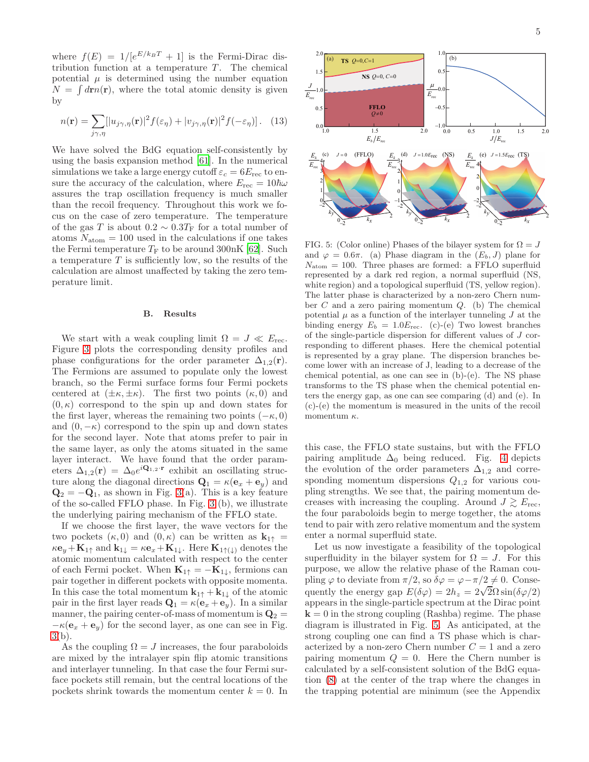where $f(E) = 1/[e^{E/k_BT}+1]$ is the Fermi-Dirac distribution function at a temperature $T$. The chemical potential $\mu$ is determined using the number equation $N = \int d\mathbf{r} n(\mathbf{r})$, where the total atomic density is given by

$$n(\mathbf{r}) = \sum_{j\gamma,\eta} [|u_{j\gamma,\eta}(\mathbf{r})|^2 f(\varepsilon_\eta) + |v_{j\gamma,\eta}(\mathbf{r})|^2 f(-\varepsilon_\eta)] . \quad (13)$$

We have solved the BdG equation self-consistently by using the basis expansion method [61]. In the numerical simulations we take a large energy cutoff $\varepsilon_c = 6E_{\rm rec}$ to ensure the accuracy of the calculation, where $E_{\rm rec} = 10\hbar\omega$ assures the trap oscillation frequency is much smaller than the recoil frequency. Throughout this work we focus on the case of zero temperature. The temperature of the gas $T$ is about $0.2 \sim 0.3T_{\rm F}$ for a total number of atoms $N_{\rm atom} = 100$ used in the calculations if one takes the Fermi temperature $T_{\rm F}$ to be around 300nK [62]. Such a temperature $T$ is sufficiently low, so the results of the calculation are almost unaffected by taking the zero temperature limit.

### B. Results

We start with a weak coupling limit $\Omega = J \ll E_{\rm rec}$. Figure 3 plots the corresponding density profiles and phase configurations for the order parameter $\Delta_{1,2}(\mathbf{r})$. The Fermions are assumed to populate only the lowest branch, so the Fermi surface forms four Fermi pockets centered at $(\pm\kappa, \pm\kappa)$. The first two points $(\kappa, 0)$ and $(0, \kappa)$ correspond to the spin up and down states for the first layer, whereas the remaining two points $(-\kappa, 0)$ and $(0, -\kappa)$ correspond to the spin up and down states for the second layer. Note that atoms prefer to pair in the same layer, as only the atoms situated in the same layer interact. We have found that the order parameters $\Delta_{1,2}(\mathbf{r}) = \Delta_0 e^{i\mathbf{Q}_{1,2}\cdot\mathbf{r}}$ exhibit an oscillating structure along the diagonal directions $\mathbf{Q}_1 = \kappa(\mathbf{e}_x + \mathbf{e}_y)$ and $\mathbf{Q}_2 = -\mathbf{Q}_1$, as shown in Fig. 3(a). This is a key feature of the so-called FFLO phase. In Fig. 3 (b), we illustrate the underlying pairing mechanism of the FFLO state.

If we choose the first layer, the wave vectors for the two pockets $(\kappa, 0)$ and $(0, \kappa)$ can be written as $\mathbf{k}_{1\uparrow} = \kappa\mathbf{e}_y + \mathbf{K}_{1\uparrow}$ and $\mathbf{k}_{1\downarrow} = \kappa\mathbf{e}_x + \mathbf{K}_{1\downarrow}$. Here $\mathbf{K}_{1\uparrow(\downarrow)}$ denotes the atomic momentum calculated with respect to the center of each Fermi pocket. When $\mathbf{K}_{1\uparrow} = -\mathbf{K}_{1\downarrow}$, fermions can pair together in different pockets with opposite momenta. In this case the total momentum $\mathbf{k}_{1\uparrow} + \mathbf{k}_{1\downarrow}$ of the atomic pair in the first layer reads $\mathbf{Q}_1 = \kappa(\mathbf{e}_x + \mathbf{e}_y)$. In a similar manner, the pairing center-of-mass of momentum is $\mathbf{Q}_2 = -\kappa(\mathbf{e}_x + \mathbf{e}_y)$ for the second layer, as one can see in Fig. 3(b).

As the coupling $\Omega = J$ increases, the four paraboloids are mixed by the intralayer spin flip atomic transitions and interlayer tunneling. In that case the four Fermi surface pockets still remain, but the central locations of the pockets shrink towards the momentum center $k = 0$. In this case, the FFLO state sustains, but with the FFLO pairing amplitude $\Delta_0$ being reduced. Fig. 4 depicts the evolution of the order parameters $\Delta_{1,2}$ and corresponding momentum dispersions $Q_{1,2}$ for various coupling strengths. We see that, the pairing momentum decreases with increasing the coupling. Around $J \gtrsim E_{\rm rec}$, the four paraboloids begin to merge together, the atoms tend to pair with zero relative momentum and the system enter a normal superfluid state.

FIG. 5: (Color online) Phases of the bilayer system for $\Omega = J$ and $\varphi = 0.6\pi$. (a) Phase diagram in the $(E_b, J)$ plane for $N_{\rm atom} = 100$. Three phases are formed: a FFLO superfluid represented by a dark red region, a normal superfluid (NS, white region) and a topological superfluid (TS, yellow region). The latter phase is characterized by a non-zero Chern number $C$ and a zero pairing momentum $Q$. (b) The chemical potential $\mu$ as a function of the interlayer tunneling $J$ at the binding energy $E_b = 1.0E_{\rm rec}$. (c)-(e) Two lowest branches of the single-particle dispersion for different values of $J$ corresponding to different phases. Here the chemical potential is represented by a gray plane. The dispersion branches become lower with an increase of J, leading to a decrease of the chemical potential, as one can see in (b)-(e). The NS phase transforms to the TS phase when the chemical potential enters the energy gap, as one can see comparing (d) and (e). In (c)-(e) the momentum is measured in the units of the recoil momentum $\kappa$.

Let us now investigate a feasibility of the topological superfluidity in the bilayer system for $\Omega = J$. For this purpose, we allow the relative phase of the Raman coupling $\varphi$ to deviate from $\pi/2$, so $\delta\varphi = \varphi - \pi/2 \neq 0$. Consequently the energy gap $E(\delta\varphi) = 2h_z = 2\sqrt{2}\Omega\sin(\delta\varphi/2)$ appears in the single-particle spectrum at the Dirac point $\mathbf{k} = 0$ in the strong coupling (Rashba) regime. The phase diagram is illustrated in Fig. 5. As anticipated, at the strong coupling one can find a TS phase which is characterized by a non-zero Chern number $C = 1$ and a zero pairing momentum $Q = 0$. Here the Chern number is calculated by a self-consistent solution of the BdG equation (8) at the center of the trap where the changes in the trapping potential are minimum (see the Appendix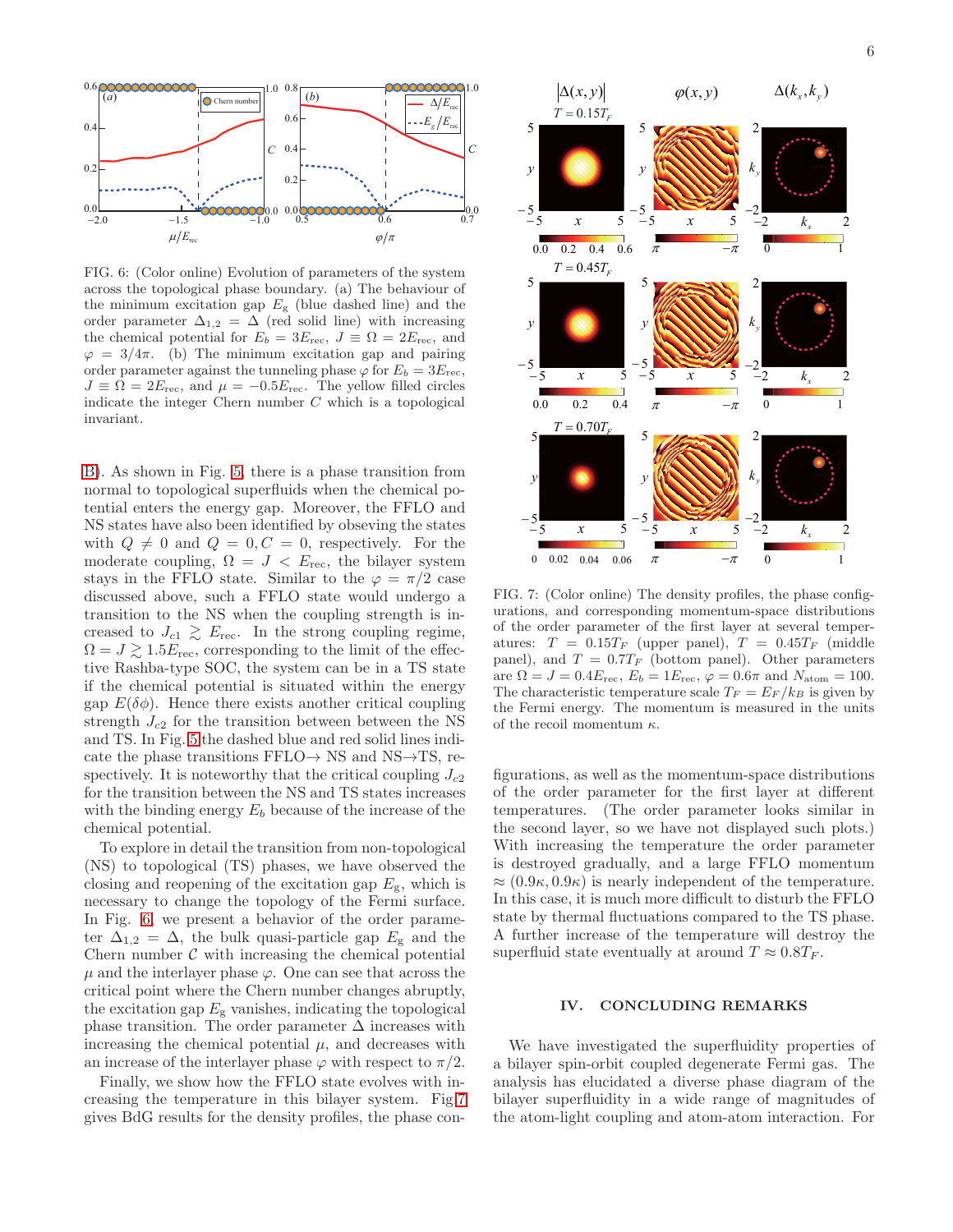FIG. 6: (Color online) Evolution of parameters of the system across the topological phase boundary. (a) The behaviour of the minimum excitation gap $E_g$ (blue dashed line) and the order parameter $\Delta_{1,2} = \Delta$ (red solid line) with increasing the chemical potential for $E_b = 3E_{\rm rec}$, $J \equiv \Omega = 2E_{\rm rec}$, and $\varphi = 3/4\pi$. (b) The minimum excitation gap and pairing order parameter against the tunneling phase $\varphi$ for $E_b = 3E_{\rm rec}$, $J \equiv \Omega = 2E_{\rm rec}$, and $\mu = -0.5E_{\rm rec}$. The yellow filled circles indicate the integer Chern number $C$ which is a topological invariant.

B). As shown in Fig. 5, there is a phase transition from normal to topological superfluids when the chemical potential enters the energy gap. Moreover, the FFLO and NS states have also been identified by obseving the states with $Q \neq 0$ and $Q = 0, C = 0$, respectively. For the moderate coupling, $\Omega = J < E_{\rm rec}$, the bilayer system stays in the FFLO state. Similar to the $\varphi = \pi/2$ case discussed above, such a FFLO state would undergo a transition to the NS when the coupling strength is increased to $J_{c1} \gtrsim E_{\rm rec}$. In the strong coupling regime, $\Omega = J \gtrsim 1.5E_{\rm rec}$, corresponding to the limit of the effective Rashba-type SOC, the system can be in a TS state if the chemical potential is situated within the energy gap $E(\delta\phi)$. Hence there exists another critical coupling strength $J_{c2}$ for the transition between between the NS and TS. In Fig. 5 the dashed blue and red solid lines indicate the phase transitions FFLO→ NS and NS→TS, respectively. It is noteworthy that the critical coupling $J_{c2}$ for the transition between the NS and TS states increases with the binding energy $E_b$ because of the increase of the chemical potential.

To explore in detail the transition from non-topological (NS) to topological (TS) phases, we have observed the closing and reopening of the excitation gap $E_g$, which is necessary to change the topology of the Fermi surface. In Fig. 6, we present a behavior of the order parameter $\Delta_{1,2} = \Delta$, the bulk quasi-particle gap $E_g$ and the Chern number $\mathcal{C}$ with increasing the chemical potential $\mu$ and the interlayer phase $\varphi$. One can see that across the critical point where the Chern number changes abruptly, the excitation gap $E_g$ vanishes, indicating the topological phase transition. The order parameter $\Delta$ increases with increasing the chemical potential $\mu$, and decreases with an increase of the interlayer phase $\varphi$ with respect to $\pi/2$.

Finally, we show how the FFLO state evolves with increasing the temperature in this bilayer system. Fig 7 gives BdG results for the density profiles, the phase configurations, as well as the momentum-space distributions of the order parameter for the first layer at different temperatures. (The order parameter looks similar in the second layer, so we have not displayed such plots.) With increasing the temperature the order parameter is destroyed gradually, and a large FFLO momentum $\approx (0.9\kappa, 0.9\kappa)$ is nearly independent of the temperature. In this case, it is much more difficult to disturb the FFLO state by thermal fluctuations compared to the TS phase. A further increase of the temperature will destroy the superfluid state eventually at around $T \approx 0.8T_F$.

FIG. 7: (Color online) The density profiles, the phase configurations, and corresponding momentum-space distributions of the order parameter of the first layer at several temperatures: $T = 0.15T_F$ (upper panel), $T = 0.45T_F$ (middle panel), and $T = 0.7T_F$ (bottom panel). Other parameters are $\Omega = J = 0.4E_{\rm rec}$, $E_b = 1E_{\rm rec}$, $\varphi = 0.6\pi$ and $N_{\rm atom} = 100$. The characteristic temperature scale $T_F = E_F/k_B$ is given by the Fermi energy. The momentum is measured in the units of the recoil momentum $\kappa$.

## IV. CONCLUDING REMARKS

We have investigated the superfluidity properties of a bilayer spin-orbit coupled degenerate Fermi gas. The analysis has elucidated a diverse phase diagram of the bilayer superfluidity in a wide range of magnitudes of the atom-light coupling and atom-atom interaction. For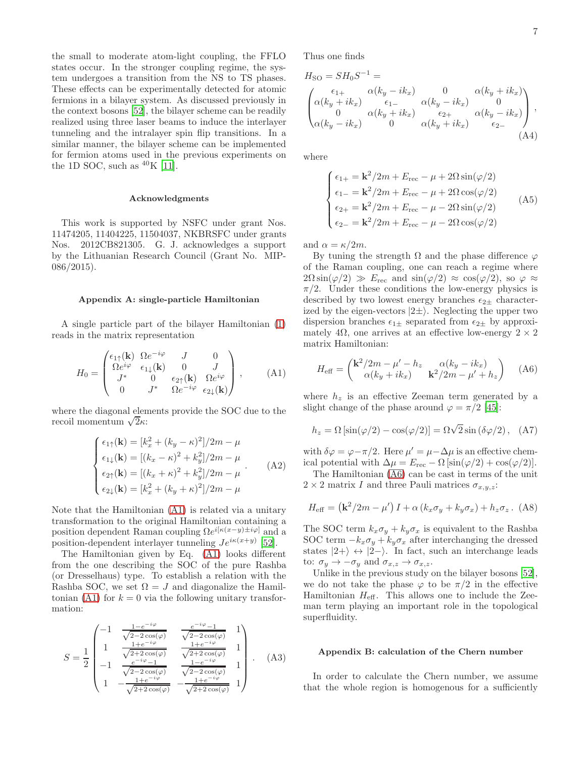the small to moderate atom-light coupling, the FFLO states occur. In the stronger coupling regime, the system undergoes a transition from the NS to TS phases. These effects can be experimentally detected for atomic fermions in a bilayer system. As discussed previously in the context bosons [52], the bilayer scheme can be readily realized using three laser beams to induce the interlayer tunneling and the intralayer spin flip transitions. In a similar manner, the bilayer scheme can be implemented for fermion atoms used in the previous experiments on the 1D SOC, such as $^{40}$K [11].

### Acknowledgments

This work is supported by NSFC under grant Nos. 11474205, 11404225, 11504037, NKBRSFC under grants Nos. 2012CB821305. G. J. acknowledges a support by the Lithuanian Research Council (Grant No. MIP-086/2015).

### Appendix A: single-particle Hamiltonian

A single particle part of the bilayer Hamiltonian (1) reads in the matrix representation

$$H_0 = \begin{pmatrix} \epsilon_{1\uparrow}(\mathbf{k}) & \Omega e^{-i\varphi} & J & 0 \\ \Omega e^{i\varphi} & \epsilon_{1\downarrow}(\mathbf{k}) & 0 & J \\ J^* & 0 & \epsilon_{2\uparrow}(\mathbf{k}) & \Omega e^{i\varphi} \\ 0 & J^* & \Omega e^{-i\varphi} & \epsilon_{2\downarrow}(\mathbf{k}) \end{pmatrix}, \qquad \text{(A1)}$$

where the diagonal elements provide the SOC due to the recoil momentum $\sqrt{2}\kappa$:

$$\begin{cases} \epsilon_{1\uparrow}(\mathbf{k}) = [k_x^2 + (k_y - \kappa)^2]/2m - \mu \\ \epsilon_{1\downarrow}(\mathbf{k}) = [(k_x - \kappa)^2 + k_y^2]/2m - \mu \\ \epsilon_{2\uparrow}(\mathbf{k}) = [(k_x + \kappa)^2 + k_y^2]/2m - \mu \\ \epsilon_{2\downarrow}(\mathbf{k}) = [k_x^2 + (k_y + \kappa)^2]/2m - \mu \end{cases}. \qquad \text{(A2)}$$

Note that the Hamiltonian (A1) is related via a unitary transformation to the original Hamiltonian containing a position dependent Raman coupling $\Omega e^{i[\kappa(x-y) \pm i\varphi]}$ and a position-dependent interlayer tunneling $J e^{i\kappa(x+y)}$ [52].

The Hamiltonian given by Eq. (A1) looks different from the one describing the SOC of the pure Rashba (or Dresselhaus) type. To establish a relation with the Rashba SOC, we set $\Omega = J$ and diagonalize the Hamiltonian (A1) for $k = 0$ via the following unitary transformation:

$$S = \frac{1}{2} \begin{pmatrix} -1 & \frac{1-e^{-i\varphi}}{\sqrt{2-2\cos(\varphi)}} & \frac{e^{-i\varphi}-1}{\sqrt{2-2\cos(\varphi)}} & 1 \\ 1 & \frac{1+e^{-i\varphi}}{\sqrt{2+2\cos(\varphi)}} & \frac{1+e^{-i\varphi}}{\sqrt{2+2\cos(\varphi)}} & 1 \\ -1 & \frac{e^{-i\varphi}-1}{\sqrt{2-2\cos(\varphi)}} & \frac{1-e^{-i\varphi}}{\sqrt{2-2\cos(\varphi)}} & 1 \\ 1 & -\frac{1+e^{-i\varphi}}{\sqrt{2+2\cos(\varphi)}} & -\frac{1+e^{-i\varphi}}{\sqrt{2+2\cos(\varphi)}} & 1 \end{pmatrix}. \qquad \text{(A3)}$$

Thus one finds

$$H_{\rm SO} = S H_0 S^{-1} = \begin{pmatrix} \epsilon_{1+} & \alpha(k_y - ik_x) & 0 & \alpha(k_y + ik_x) \\ \alpha(k_y + ik_x) & \epsilon_{1-} & \alpha(k_y - ik_x) & 0 \\ 0 & \alpha(k_y + ik_x) & \epsilon_{2+} & \alpha(k_y - ik_x) \\ \alpha(k_y - ik_x) & 0 & \alpha(k_y + ik_x) & \epsilon_{2-} \end{pmatrix}, \qquad \text{(A4)}$$

where

$$\begin{cases} \epsilon_{1+} = \mathbf{k}^2/2m + E_{\rm rec} - \mu + 2\Omega\sin(\varphi/2) \\ \epsilon_{1-} = \mathbf{k}^2/2m + E_{\rm rec} - \mu + 2\Omega\cos(\varphi/2) \\ \epsilon_{2+} = \mathbf{k}^2/2m + E_{\rm rec} - \mu - 2\Omega\sin(\varphi/2) \\ \epsilon_{2-} = \mathbf{k}^2/2m + E_{\rm rec} - \mu - 2\Omega\cos(\varphi/2) \end{cases} \qquad \text{(A5)}$$

and $\alpha = \kappa/2m$.

By tuning the strength $\Omega$ and the phase difference $\varphi$ of the Raman coupling, one can reach a regime where $2\Omega\sin(\varphi/2) \gg E_{\rm rec}$ and $\sin(\varphi/2) \approx \cos(\varphi/2)$, so $\varphi \approx \pi/2$. Under these conditions the low-energy physics is described by two lowest energy branches $\epsilon_{2\pm}$ characterized by the eigen-vectors $|2\pm\rangle$. Neglecting the upper two dispersion branches $\epsilon_{1\pm}$ separated from $\epsilon_{2\pm}$ by approximately $4\Omega$, one arrives at an effective low-energy $2 \times 2$ matrix Hamiltonian:

$$H_{\rm eff} = \begin{pmatrix} \mathbf{k}^2/2m - \mu' - h_z & \alpha(k_y - ik_x) \\ \alpha(k_y + ik_x) & \mathbf{k}^2/2m - \mu' + h_z \end{pmatrix} \qquad \text{(A6)}$$

where $h_z$ is an effective Zeeman term generated by a slight change of the phase around $\varphi = \pi/2$ [45]:

$$h_z = \Omega\left[\sin(\varphi/2) - \cos(\varphi/2)\right] = \Omega\sqrt{2}\sin\left(\delta\varphi/2\right), \quad \text{(A7)}$$

with $\delta\varphi = \varphi - \pi/2$. Here $\mu' = \mu - \Delta\mu$ is an effective chemical potential with $\Delta\mu = E_{\rm rec} - \Omega\left[\sin(\varphi/2) + \cos(\varphi/2)\right]$.

The Hamiltonian (A6) can be cast in terms of the unit $2 \times 2$ matrix $I$ and three Pauli matrices $\sigma_{x,y,z}$:

$$H_{\rm eff} = \left(\mathbf{k}^2/2m - \mu'\right) I + \alpha\left(k_x\sigma_y + k_y\sigma_x\right) + h_z\sigma_z\,. \quad \text{(A8)}$$

The SOC term $k_x\sigma_y + k_y\sigma_x$ is equivalent to the Rashba SOC term $-k_x\sigma_y + k_y\sigma_x$ after interchanging the dressed states $|2+\rangle \leftrightarrow |2-\rangle$. In fact, such an interchange leads to: $\sigma_y \to -\sigma_y$ and $\sigma_{x,z} \to \sigma_{x,z}$.

Unlike in the previous study on the bilayer bosons [52], we do not take the phase $\varphi$ to be $\pi/2$ in the effective Hamiltonian $H_{\rm eff}$. This allows one to include the Zeeman term playing an important role in the topological superfluidity.

### Appendix B: calculation of the Chern number

In order to calculate the Chern number, we assume that the whole region is homogenous for a sufficiently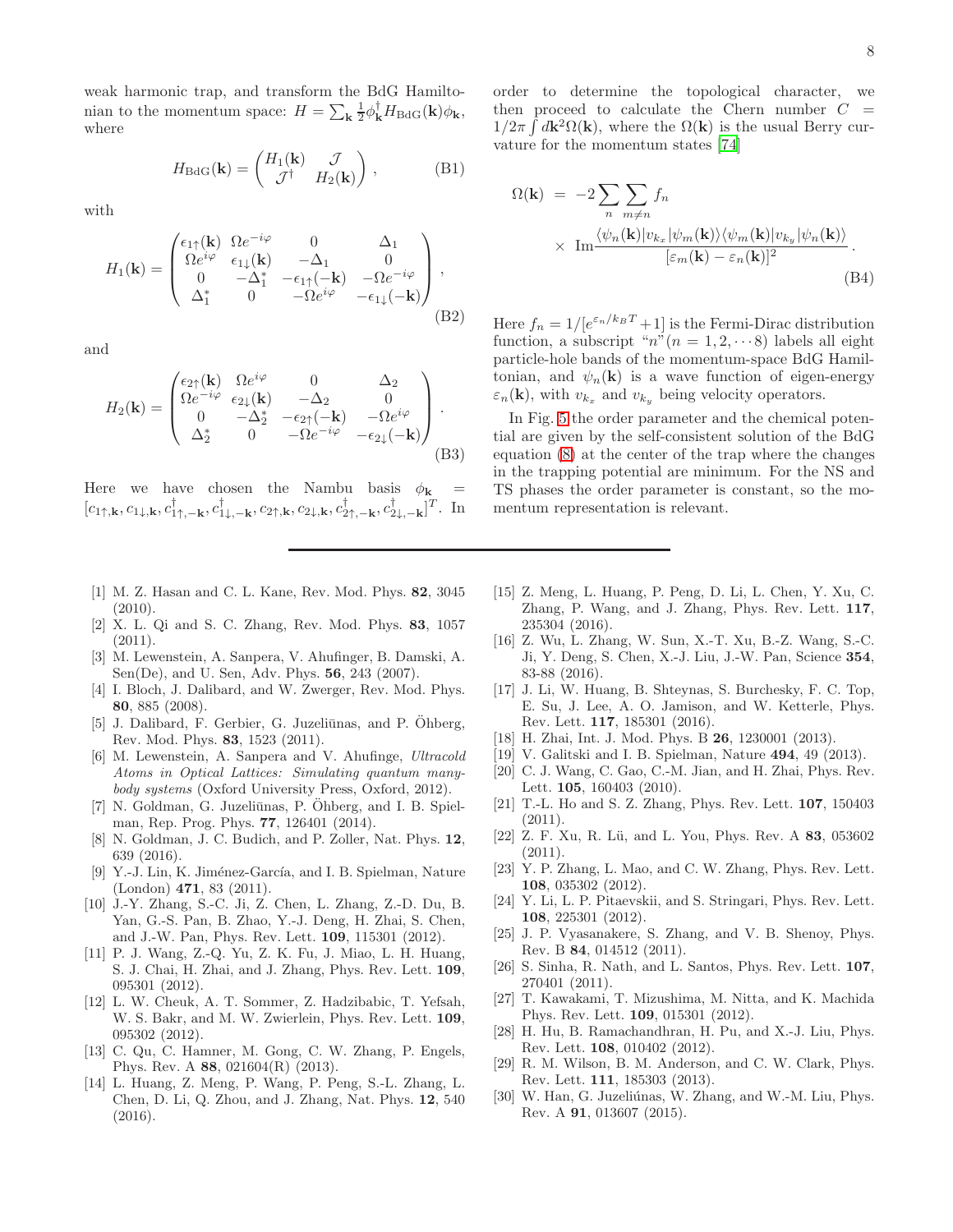weak harmonic trap, and transform the BdG Hamiltonian to the momentum space: $H = \sum_{\mathbf{k}} \frac{1}{2}\phi_{\mathbf{k}}^{\dagger} H_{\rm BdG}(\mathbf{k})\phi_{\mathbf{k}}$, where

$$H_{\rm BdG}(\mathbf{k}) = \begin{pmatrix} H_1(\mathbf{k}) & \mathcal{J} \\ \mathcal{J}^{\dagger} & H_2(\mathbf{k}) \end{pmatrix}, \tag{B1}$$

with

$$H_1(\mathbf{k}) = \begin{pmatrix} \epsilon_{1\uparrow}(\mathbf{k}) & \Omega e^{-i\varphi} & 0 & \Delta_1 \\ \Omega e^{i\varphi} & \epsilon_{1\downarrow}(\mathbf{k}) & -\Delta_1 & 0 \\ 0 & -\Delta_1^* & -\epsilon_{1\uparrow}(-\mathbf{k}) & -\Omega e^{-i\varphi} \\ \Delta_1^* & 0 & -\Omega e^{i\varphi} & -\epsilon_{1\downarrow}(-\mathbf{k}) \end{pmatrix}, \tag{B2}$$

and

$$H_2(\mathbf{k}) = \begin{pmatrix} \epsilon_{2\uparrow}(\mathbf{k}) & \Omega e^{i\varphi} & 0 & \Delta_2 \\ \Omega e^{-i\varphi} & \epsilon_{2\downarrow}(\mathbf{k}) & -\Delta_2 & 0 \\ 0 & -\Delta_2^* & -\epsilon_{2\uparrow}(-\mathbf{k}) & -\Omega e^{i\varphi} \\ \Delta_2^* & 0 & -\Omega e^{-i\varphi} & -\epsilon_{2\downarrow}(-\mathbf{k}) \end{pmatrix}. \tag{B3}$$

Here we have chosen the Nambu basis $\phi_{\mathbf{k}} = [c_{1\uparrow,\mathbf{k}}, c_{1\downarrow,\mathbf{k}}, c_{1\uparrow,-\mathbf{k}}^{\dagger}, c_{1\downarrow,-\mathbf{k}}^{\dagger}, c_{2\uparrow,\mathbf{k}}, c_{2\downarrow,\mathbf{k}}, c_{2\uparrow,-\mathbf{k}}^{\dagger}, c_{2\downarrow,-\mathbf{k}}^{\dagger}]^T$. In order to determine the topological character, we then proceed to calculate the Chern number $C = 1/2\pi \int d\mathbf{k}^2 \Omega(\mathbf{k})$, where the $\Omega(\mathbf{k})$ is the usual Berry curvature for the momentum states [74]

$$\Omega(\mathbf{k}) = -2\sum_{n}\sum_{m\neq n} f_n \times \text{Im}\frac{\langle\psi_n(\mathbf{k})|v_{k_x}|\psi_m(\mathbf{k})\rangle\langle\psi_m(\mathbf{k})|v_{k_y}|\psi_n(\mathbf{k})\rangle}{[\varepsilon_m(\mathbf{k}) - \varepsilon_n(\mathbf{k})]^2}. \tag{B4}$$

Here $f_n = 1/[e^{\varepsilon_n/k_BT}+1]$ is the Fermi-Dirac distribution function, a subscript "$n$"($n = 1, 2, \cdots 8$) labels all eight particle-hole bands of the momentum-space BdG Hamiltonian, and $\psi_n(\mathbf{k})$ is a wave function of eigen-energy $\varepsilon_n(\mathbf{k})$, with $v_{k_x}$ and $v_{k_y}$ being velocity operators.

In Fig. 5 the order parameter and the chemical potential are given by the self-consistent solution of the BdG equation (8) at the center of the trap where the changes in the trapping potential are minimum. For the NS and TS phases the order parameter is constant, so the momentum representation is relevant.

---

[1] M. Z. Hasan and C. L. Kane, Rev. Mod. Phys. **82**, 3045 (2010).

[2] X. L. Qi and S. C. Zhang, Rev. Mod. Phys. **83**, 1057 (2011).

[3] M. Lewenstein, A. Sanpera, V. Ahufinger, B. Damski, A. Sen(De), and U. Sen, Adv. Phys. **56**, 243 (2007).

[4] I. Bloch, J. Dalibard, and W. Zwerger, Rev. Mod. Phys. **80**, 885 (2008).

[5] J. Dalibard, F. Gerbier, G. Juzeliūnas, and P. Öhberg, Rev. Mod. Phys. **83**, 1523 (2011).

[6] M. Lewenstein, A. Sanpera and V. Ahufinge, *Ultracold Atoms in Optical Lattices: Simulating quantum many-body systems* (Oxford University Press, Oxford, 2012).

[7] N. Goldman, G. Juzeliūnas, P. Öhberg, and I. B. Spielman, Rep. Prog. Phys. **77**, 126401 (2014).

[8] N. Goldman, J. C. Budich, and P. Zoller, Nat. Phys. **12**, 639 (2016).

[9] Y.-J. Lin, K. Jiménez-García, and I. B. Spielman, Nature (London) **471**, 83 (2011).

[10] J.-Y. Zhang, S.-C. Ji, Z. Chen, L. Zhang, Z.-D. Du, B. Yan, G.-S. Pan, B. Zhao, Y.-J. Deng, H. Zhai, S. Chen, and J.-W. Pan, Phys. Rev. Lett. **109**, 115301 (2012).

[11] P. J. Wang, Z.-Q. Yu, Z. K. Fu, J. Miao, L. H. Huang, S. J. Chai, H. Zhai, and J. Zhang, Phys. Rev. Lett. **109**, 095301 (2012).

[12] L. W. Cheuk, A. T. Sommer, Z. Hadzibabic, T. Yefsah, W. S. Bakr, and M. W. Zwierlein, Phys. Rev. Lett. **109**, 095302 (2012).

[13] C. Qu, C. Hamner, M. Gong, C. W. Zhang, P. Engels, Phys. Rev. A **88**, 021604(R) (2013).

[14] L. Huang, Z. Meng, P. Wang, P. Peng, S.-L. Zhang, L. Chen, D. Li, Q. Zhou, and J. Zhang, Nat. Phys. **12**, 540 (2016).

[15] Z. Meng, L. Huang, P. Peng, D. Li, L. Chen, Y. Xu, C. Zhang, P. Wang, and J. Zhang, Phys. Rev. Lett. **117**, 235304 (2016).

[16] Z. Wu, L. Zhang, W. Sun, X.-T. Xu, B.-Z. Wang, S.-C. Ji, Y. Deng, S. Chen, X.-J. Liu, J.-W. Pan, Science **354**, 83-88 (2016).

[17] J. Li, W. Huang, B. Shteynas, S. Burchesky, F. C. Top, E. Su, J. Lee, A. O. Jamison, and W. Ketterle, Phys. Rev. Lett. **117**, 185301 (2016).

[18] H. Zhai, Int. J. Mod. Phys. B **26**, 1230001 (2013).

[19] V. Galitski and I. B. Spielman, Nature **494**, 49 (2013).

[20] C. J. Wang, C. Gao, C.-M. Jian, and H. Zhai, Phys. Rev. Lett. **105**, 160403 (2010).

[21] T.-L. Ho and S. Z. Zhang, Phys. Rev. Lett. **107**, 150403 (2011).

[22] Z. F. Xu, R. Lü, and L. You, Phys. Rev. A **83**, 053602 (2011).

[23] Y. P. Zhang, L. Mao, and C. W. Zhang, Phys. Rev. Lett. **108**, 035302 (2012).

[24] Y. Li, L. P. Pitaevskii, and S. Stringari, Phys. Rev. Lett. **108**, 225301 (2012).

[25] J. P. Vyasanakere, S. Zhang, and V. B. Shenoy, Phys. Rev. B **84**, 014512 (2011).

[26] S. Sinha, R. Nath, and L. Santos, Phys. Rev. Lett. **107**, 270401 (2011).

[27] T. Kawakami, T. Mizushima, M. Nitta, and K. Machida Phys. Rev. Lett. **109**, 015301 (2012).

[28] H. Hu, B. Ramachandhran, H. Pu, and X.-J. Liu, Phys. Rev. Lett. **108**, 010402 (2012).

[29] R. M. Wilson, B. M. Anderson, and C. W. Clark, Phys. Rev. Lett. **111**, 185303 (2013).

[30] W. Han, G. Juzeliúnas, W. Zhang, and W.-M. Liu, Phys. Rev. A **91**, 013607 (2015).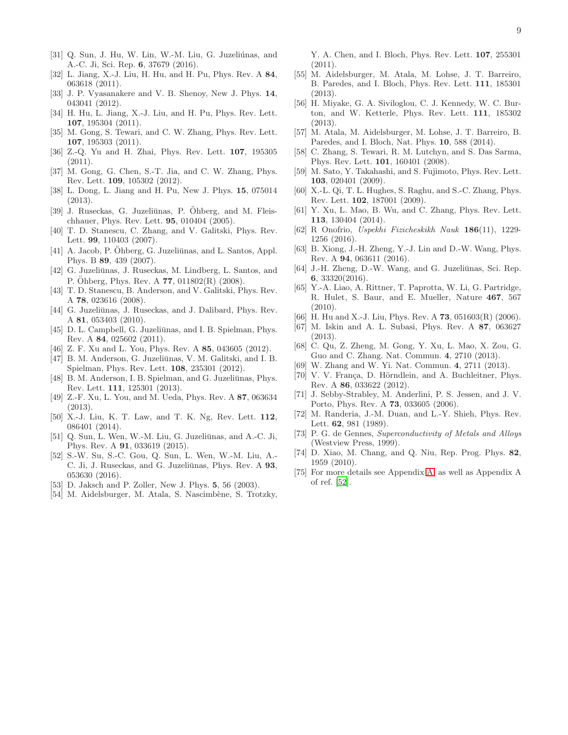[31] Q. Sun, J. Hu, W. Lin, W.-M. Liu, G. Juzeliúnas, and A.-C. Ji, Sci. Rep. **6**, 37679 (2016).

[32] L. Jiang, X.-J. Liu, H. Hu, and H. Pu, Phys. Rev. A **84**, 063618 (2011).

[33] J. P. Vyasanakere and V. B. Shenoy, New J. Phys. **14**, 043041 (2012).

[34] H. Hu, L. Jiang, X.-J. Liu, and H. Pu, Phys. Rev. Lett. **107**, 195304 (2011).

[35] M. Gong, S. Tewari, and C. W. Zhang, Phys. Rev. Lett. **107**, 195303 (2011).

[36] Z.-Q. Yu and H. Zhai, Phys. Rev. Lett. **107**, 195305 (2011).

[37] M. Gong, G. Chen, S.-T. Jia, and C. W. Zhang, Phys. Rev. Lett. **109**, 105302 (2012).

[38] L. Dong, L. Jiang and H. Pu, New J. Phys. **15**, 075014 (2013).

[39] J. Ruseckas, G. Juzeliūnas, P. Öhberg, and M. Fleischhauer, Phys. Rev. Lett. **95**, 010404 (2005).

[40] T. D. Stanescu, C. Zhang, and V. Galitski, Phys. Rev. Lett. **99**, 110403 (2007).

[41] A. Jacob, P. Öhberg, G. Juzeliūnas, and L. Santos, Appl. Phys. B **89**, 439 (2007).

[42] G. Juzeliūnas, J. Ruseckas, M. Lindberg, L. Santos, and P. Öhberg, Phys. Rev. A **77**, 011802(R) (2008).

[43] T. D. Stanescu, B. Anderson, and V. Galitski, Phys. Rev. A **78**, 023616 (2008).

[44] G. Juzeliūnas, J. Ruseckas, and J. Dalibard, Phys. Rev. A **81**, 053403 (2010).

[45] D. L. Campbell, G. Juzeliūnas, and I. B. Spielman, Phys. Rev. A **84**, 025602 (2011).

[46] Z. F. Xu and L. You, Phys. Rev. A **85**, 043605 (2012).

[47] B. M. Anderson, G. Juzeliūnas, V. M. Galitski, and I. B. Spielman, Phys. Rev. Lett. **108**, 235301 (2012).

[48] B. M. Anderson, I. B. Spielman, and G. Juzeliūnas, Phys. Rev. Lett. **111**, 125301 (2013).

[49] Z.-F. Xu, L. You, and M. Ueda, Phys. Rev. A **87**, 063634 (2013).

[50] X.-J. Liu, K. T. Law, and T. K. Ng, Rev. Lett. **112**, 086401 (2014).

[51] Q. Sun, L. Wen, W.-M. Liu, G. Juzeliūnas, and A.-C. Ji, Phys. Rev. A **91**, 033619 (2015).

[52] S.-W. Su, S.-C. Gou, Q. Sun, L. Wen, W.-M. Liu, A.-C. Ji, J. Ruseckas, and G. Juzeliūnas, Phys. Rev. A **93**, 053630 (2016).

[53] D. Jaksch and P. Zoller, New J. Phys. **5**, 56 (2003).

[54] M. Aidelsburger, M. Atala, S. Nascimbène, S. Trotzky, Y. A. Chen, and I. Bloch, Phys. Rev. Lett. **107**, 255301 (2011).

[55] M. Aidelsburger, M. Atala, M. Lohse, J. T. Barreiro, B. Paredes, and I. Bloch, Phys. Rev. Lett. **111**, 185301 (2013).

[56] H. Miyake, G. A. Siviloglou, C. J. Kennedy, W. C. Burton, and W. Ketterle, Phys. Rev. Lett. **111**, 185302 (2013).

[57] M. Atala, M. Aidelsburger, M. Lohse, J. T. Barreiro, B. Paredes, and I. Bloch, Nat. Phys. **10**, 588 (2014).

[58] C. Zhang, S. Tewari, R. M. Lutchyn, and S. Das Sarma, Phys. Rev. Lett. **101**, 160401 (2008).

[59] M. Sato, Y. Takahashi, and S. Fujimoto, Phys. Rev. Lett. **103**, 020401 (2009).

[60] X.-L. Qi, T. L. Hughes, S. Raghu, and S.-C. Zhang, Phys. Rev. Lett. **102**, 187001 (2009).

[61] Y. Xu, L. Mao, B. Wu, and C. Zhang, Phys. Rev. Lett. **113**, 130404 (2014).

[62] R Onofrio, *Uspekhi Fizicheskikh Nauk* **186**(11), 1229-1256 (2016).

[63] B. Xiong, J.-H. Zheng, Y.-J. Lin and D.-W. Wang, Phys. Rev. A **94**, 063611 (2016).

[64] J.-H. Zheng, D.-W. Wang, and G. Juzeliūnas, Sci. Rep. **6**, 33320(2016).

[65] Y.-A. Liao, A. Rittner, T. Paprotta, W. Li, G. Partridge, R. Hulet, S. Baur, and E. Mueller, Nature **467**, 567 (2010).

[66] H. Hu and X.-J. Liu, Phys. Rev. A **73**, 051603(R) (2006).

[67] M. Iskin and A. L. Subasi, Phys. Rev. A **87**, 063627 (2013).

[68] C. Qu, Z. Zheng, M. Gong, Y. Xu, L. Mao, X. Zou, G. Guo and C. Zhang. Nat. Commun. **4**, 2710 (2013).

[69] W. Zhang and W. Yi. Nat. Commun. **4**, 2711 (2013).

[70] V. V. França, D. Hörndlein, and A. Buchleitner, Phys. Rev. A **86**, 033622 (2012).

[71] J. Sebby-Strabley, M. Anderlini, P. S. Jessen, and J. V. Porto, Phys. Rev. A **73**, 033605 (2006).

[72] M. Randeria, J.-M. Duan, and L.-Y. Shieh, Phys. Rev. Lett. **62**, 981 (1989).

[73] P. G. de Gennes, *Superconductivity of Metals and Alloys* (Westview Press, 1999).

[74] D. Xiao, M. Chang, and Q. Niu, Rep. Prog. Phys. **82**, 1959 (2010).

[75] For more details see Appendix A, as well as Appendix A of ref. [52].